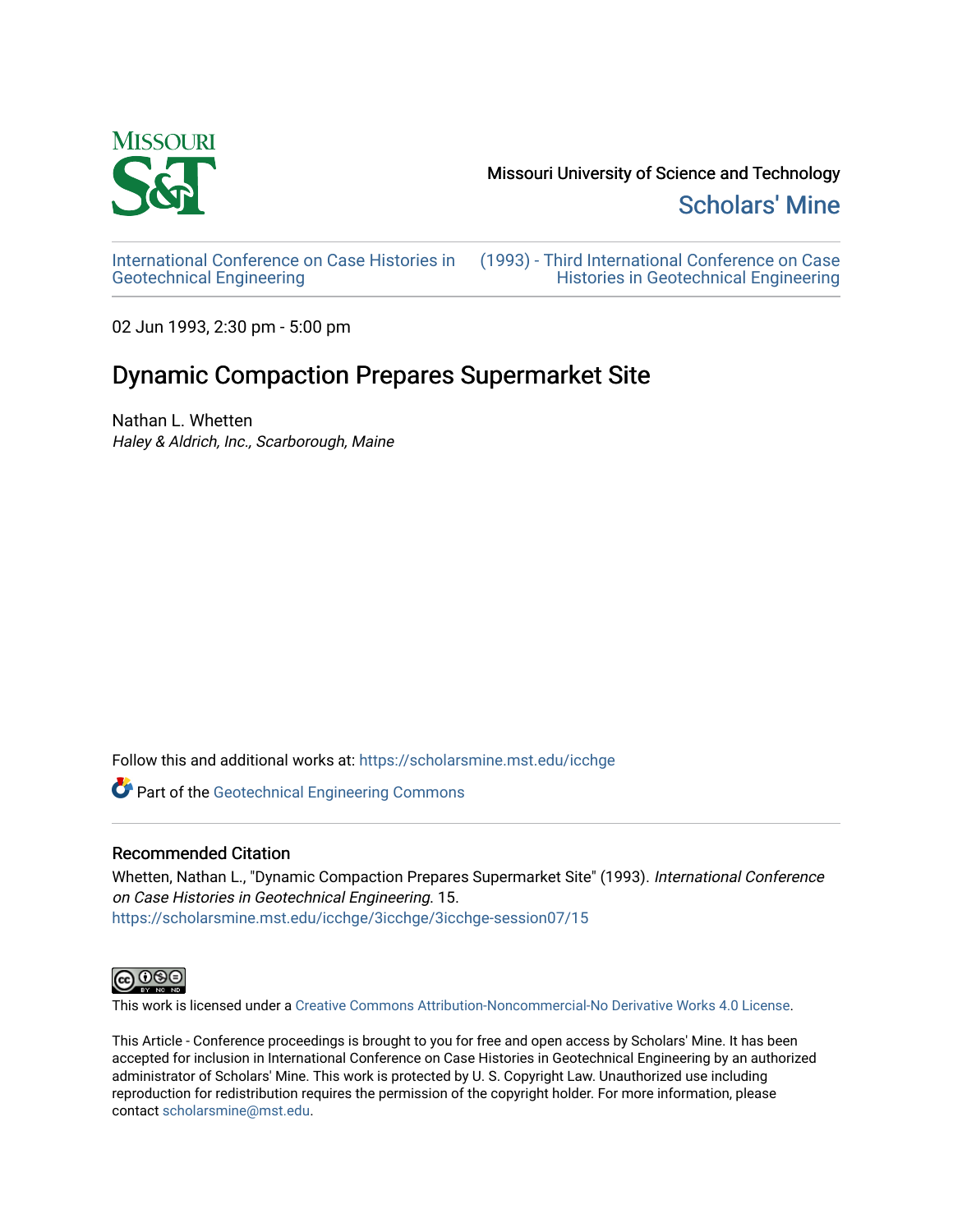Missouri University of Science and Technology

Scholars' Mine

International Conference on Case Histories in Geotechnical Engineering

(1993) - Third International Conference on Case Histories in Geotechnical Engineering

02 Jun 1993, 2:30 pm - 5:00 pm

# Dynamic Compaction Prepares Supermarket Site

Nathan L. Whetten

*Haley & Aldrich, Inc., Scarborough, Maine*

Follow this and additional works at: https://scholarsmine.mst.edu/icchge

Part of the Geotechnical Engineering Commons

## Recommended Citation

Whetten, Nathan L., "Dynamic Compaction Prepares Supermarket Site" (1993). *International Conference on Case Histories in Geotechnical Engineering*. 15.
https://scholarsmine.mst.edu/icchge/3icchge/3icchge-session07/15

This work is licensed under a Creative Commons Attribution-Noncommercial-No Derivative Works 4.0 License.

This Article - Conference proceedings is brought to you for free and open access by Scholars' Mine. It has been accepted for inclusion in International Conference on Case Histories in Geotechnical Engineering by an authorized administrator of Scholars' Mine. This work is protected by U. S. Copyright Law. Unauthorized use including reproduction for redistribution requires the permission of the copyright holder. For more information, please contact scholarsmine@mst.edu.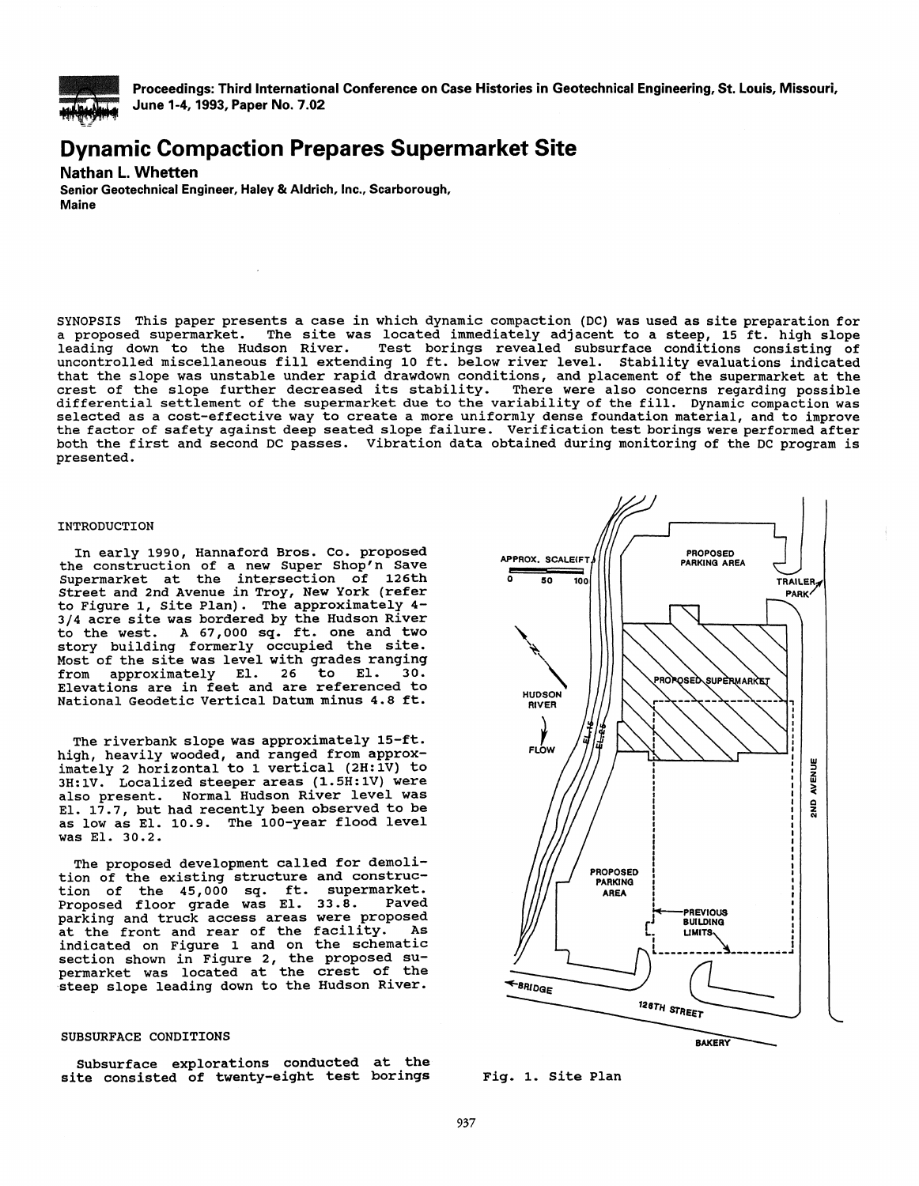Proceedings: Third International Conference on Case Histories in Geotechnical Engineering, St. Louis, Missouri, June 1-4, 1993, Paper No. 7.02

# Dynamic Compaction Prepares Supermarket Site

**Nathan L. Whetten**
Senior Geotechnical Engineer, Haley & Aldrich, Inc., Scarborough, Maine

SYNOPSIS This paper presents a case in which dynamic compaction (DC) was used as site preparation for a proposed supermarket. The site was located immediately adjacent to a steep, 15 ft. high slope leading down to the Hudson River. Test borings revealed subsurface conditions consisting of uncontrolled miscellaneous fill extending 10 ft. below river level. Stability evaluations indicated that the slope was unstable under rapid drawdown conditions, and placement of the supermarket at the crest of the slope further decreased its stability. There were also concerns regarding possible differential settlement of the supermarket due to the variability of the fill. Dynamic compaction was selected as a cost-effective way to create a more uniformly dense foundation material, and to improve the factor of safety against deep seated slope failure. Verification test borings were performed after both the first and second DC passes. Vibration data obtained during monitoring of the DC program is presented.

## INTRODUCTION

In early 1990, Hannaford Bros. Co. proposed the construction of a new Super Shop'n Save Supermarket at the intersection of 126th Street and 2nd Avenue in Troy, New York (refer to Figure 1, Site Plan). The approximately 4-3/4 acre site was bordered by the Hudson River to the west. A 67,000 sq. ft. one and two story building formerly occupied the site. Most of the site was level with grades ranging from approximately El. 26 to El. 30. Elevations are in feet and are referenced to National Geodetic Vertical Datum minus 4.8 ft.

The riverbank slope was approximately 15-ft. high, heavily wooded, and ranged from approximately 2 horizontal to 1 vertical (2H:1V) to 3H:1V. Localized steeper areas (1.5H:1V) were also present. Normal Hudson River level was El. 17.7, but had recently been observed to be as low as El. 10.9. The 100-year flood level was El. 30.2.

The proposed development called for demolition of the existing structure and construction of the 45,000 sq. ft. supermarket. Proposed floor grade was El. 33.8. Paved parking and truck access areas were proposed at the front and rear of the facility. As indicated on Figure 1 and on the schematic section shown in Figure 2, the proposed supermarket was located at the crest of the steep slope leading down to the Hudson River.

## SUBSURFACE CONDITIONS

Subsurface explorations conducted at the site consisted of twenty-eight test borings

APPROX. SCALE(FT.) 0 50 100 — PROPOSED PARKING AREA — TRAILER PARK — HUDSON RIVER — FLOW — El. 15 — El. 25 — PROPOSED SUPERMARKET — 2ND AVENUE — PROPOSED PARKING AREA — PREVIOUS BUILDING LIMITS — BRIDGE — 126TH STREET — BAKERY

Fig. 1. Site Plan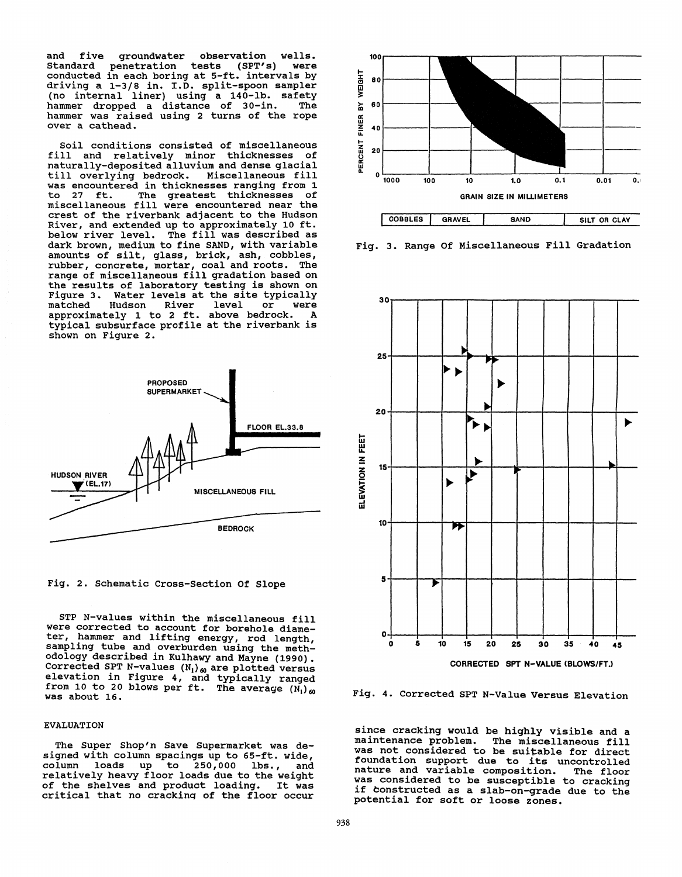and five groundwater observation wells. Standard penetration tests (SPT's) were conducted in each boring at 5-ft. intervals by driving a 1-3/8 in. I.D. split-spoon sampler (no internal liner) using a 140-lb. safety hammer dropped a distance of 30-in. The hammer was raised using 2 turns of the rope over a cathead.

Soil conditions consisted of miscellaneous fill and relatively minor thicknesses of naturally-deposited alluvium and dense glacial till overlying bedrock. Miscellaneous fill was encountered in thicknesses ranging from 1 to 27 ft. The greatest thicknesses of miscellaneous fill were encountered near the crest of the riverbank adjacent to the Hudson River, and extended up to approximately 10 ft. below river level. The fill was described as dark brown, medium to fine SAND, with variable amounts of silt, glass, brick, ash, cobbles, rubber, concrete, mortar, coal and roots. The range of miscellaneous fill gradation based on the results of laboratory testing is shown on Figure 3. Water levels at the site typically matched Hudson River level or were approximately 1 to 2 ft. above bedrock. A typical subsurface profile at the riverbank is shown on Figure 2.

Fig. 2. Schematic Cross-Section Of Slope

STP N-values within the miscellaneous fill were corrected to account for borehole diameter, hammer and lifting energy, rod length, sampling tube and overburden using the methodology described in Kulhawy and Mayne (1990). Corrected SPT N-values $(N_1)_{60}$ are plotted versus elevation in Figure 4, and typically ranged from 10 to 20 blows per ft. The average $(N_1)_{60}$ was about 16.

Fig. 3. Range Of Miscellaneous Fill Gradation

Fig. 4. Corrected SPT N-Value Versus Elevation

## EVALUATION

The Super Shop'n Save Supermarket was designed with column spacings up to 65-ft. wide, column loads up to 250,000 lbs., and relatively heavy floor loads due to the weight of the shelves and product loading. It was critical that no cracking of the floor occur since cracking would be highly visible and a maintenance problem. The miscellaneous fill was not considered to be suitable for direct foundation support due to its uncontrolled nature and variable composition. The floor was considered to be susceptible to cracking if constructed as a slab-on-grade due to the potential for soft or loose zones.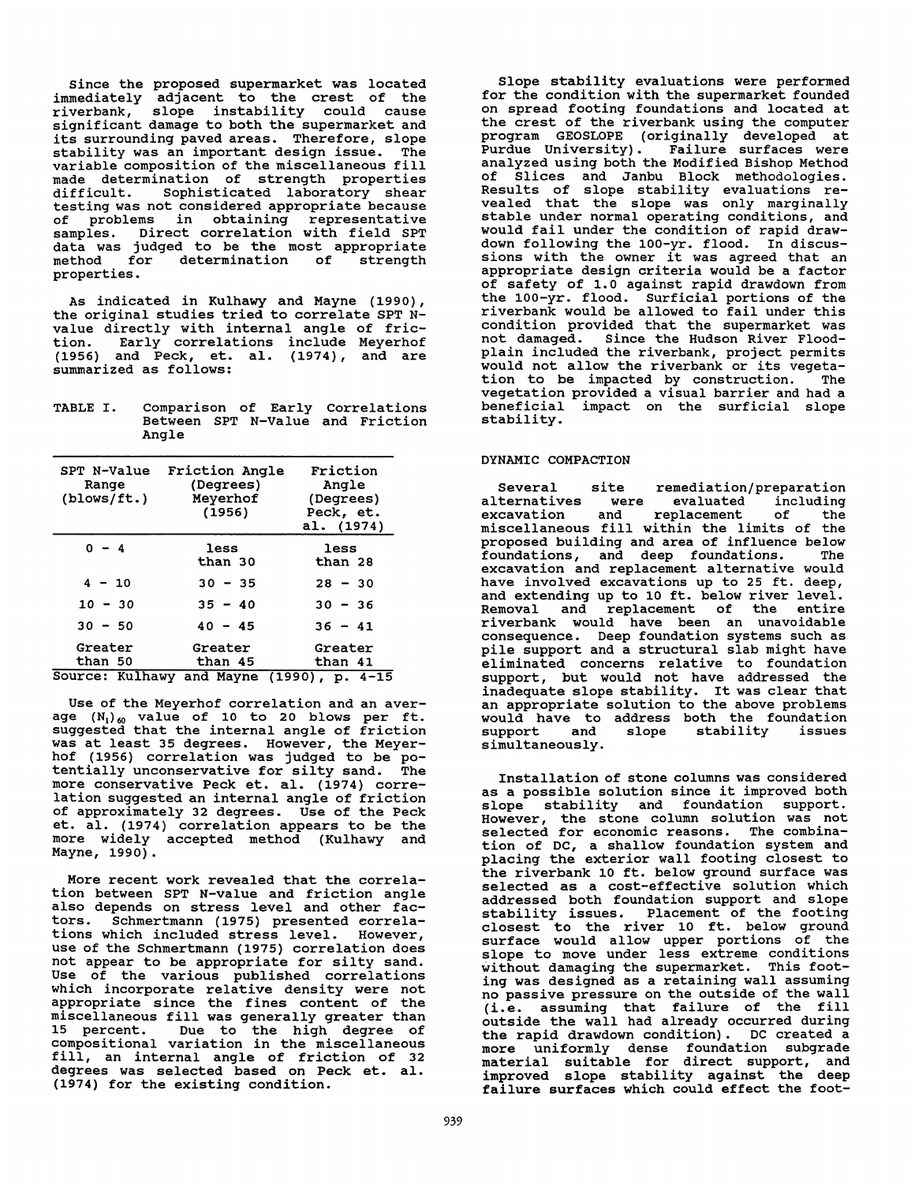Since the proposed supermarket was located immediately adjacent to the crest of the riverbank, slope instability could cause significant damage to both the supermarket and its surrounding paved areas. Therefore, slope stability was an important design issue. The variable composition of the miscellaneous fill made determination of strength properties difficult. Sophisticated laboratory shear testing was not considered appropriate because of problems in obtaining representative samples. Direct correlation with field SPT data was judged to be the most appropriate method for determination of strength properties.

As indicated in Kulhawy and Mayne (1990), the original studies tried to correlate SPT N-value directly with internal angle of friction. Early correlations include Meyerhof (1956) and Peck, et. al. (1974), and are summarized as follows:

TABLE I. Comparison of Early Correlations Between SPT N-Value and Friction Angle

| SPT N-Value Range (blows/ft.) | Friction Angle (Degrees) Meyerhof (1956) | Friction Angle (Degrees) Peck, et. al. (1974) |
|---|---|---|
| 0 - 4 | less than 30 | less than 28 |
| 4 - 10 | 30 - 35 | 28 - 30 |
| 10 - 30 | 35 - 40 | 30 - 36 |
| 30 - 50 | 40 - 45 | 36 - 41 |
| Greater than 50 | Greater than 45 | Greater than 41 |

Source: Kulhawy and Mayne (1990), p. 4-15

Use of the Meyerhof correlation and an average $(N_1)_{60}$ value of 10 to 20 blows per ft. suggested that the internal angle of friction was at least 35 degrees. However, the Meyerhof (1956) correlation was judged to be potentially unconservative for silty sand. The more conservative Peck et. al. (1974) correlation suggested an internal angle of friction of approximately 32 degrees. Use of the Peck et. al. (1974) correlation appears to be the more widely accepted method (Kulhawy and Mayne, 1990).

More recent work revealed that the correlation between SPT N-value and friction angle also depends on stress level and other factors. Schmertmann (1975) presented correlations which included stress level. However, use of the Schmertmann (1975) correlation does not appear to be appropriate for silty sand. Use of the various published correlations which incorporate relative density were not appropriate since the fines content of the miscellaneous fill was generally greater than 15 percent. Due to the high degree of compositional variation in the miscellaneous fill, an internal angle of friction of 32 degrees was selected based on Peck et. al. (1974) for the existing condition.

Slope stability evaluations were performed for the condition with the supermarket founded on spread footing foundations and located at the crest of the riverbank using the computer program GEOSLOPE (originally developed at Purdue University). Failure surfaces were analyzed using both the Modified Bishop Method of Slices and Janbu Block methodologies. Results of slope stability evaluations revealed that the slope was only marginally stable under normal operating conditions, and would fail under the condition of rapid drawdown following the 100-yr. flood. In discussions with the owner it was agreed that an appropriate design criteria would be a factor of safety of 1.0 against rapid drawdown from the 100-yr. flood. Surficial portions of the riverbank would be allowed to fail under this condition provided that the supermarket was not damaged. Since the Hudson River Floodplain included the riverbank, project permits would not allow the riverbank or its vegetation to be impacted by construction. The vegetation provided a visual barrier and had a beneficial impact on the surficial slope stability.

## DYNAMIC COMPACTION

Several site remediation/preparation alternatives were evaluated including excavation and replacement of the miscellaneous fill within the limits of the proposed building and area of influence below foundations, and deep foundations. The excavation and replacement alternative would have involved excavations up to 25 ft. deep, and extending up to 10 ft. below river level. Removal and replacement of the entire riverbank would have been an unavoidable consequence. Deep foundation systems such as pile support and a structural slab might have eliminated concerns relative to foundation support, but would not have addressed the inadequate slope stability. It was clear that an appropriate solution to the above problems would have to address both the foundation support and slope stability issues simultaneously.

Installation of stone columns was considered as a possible solution since it improved both slope stability and foundation support. However, the stone column solution was not selected for economic reasons. The combination of DC, a shallow foundation system and placing the exterior wall footing closest to the riverbank 10 ft. below ground surface was selected as a cost-effective solution which addressed both foundation support and slope stability issues. Placement of the footing closest to the river 10 ft. below ground surface would allow upper portions of the slope to move under less extreme conditions without damaging the supermarket. This footing was designed as a retaining wall assuming no passive pressure on the outside of the wall (i.e. assuming that failure of the fill outside the wall had already occurred during the rapid drawdown condition). DC created a more uniformly dense foundation subgrade material suitable for direct support, and improved slope stability against the deep failure surfaces which could effect the foot-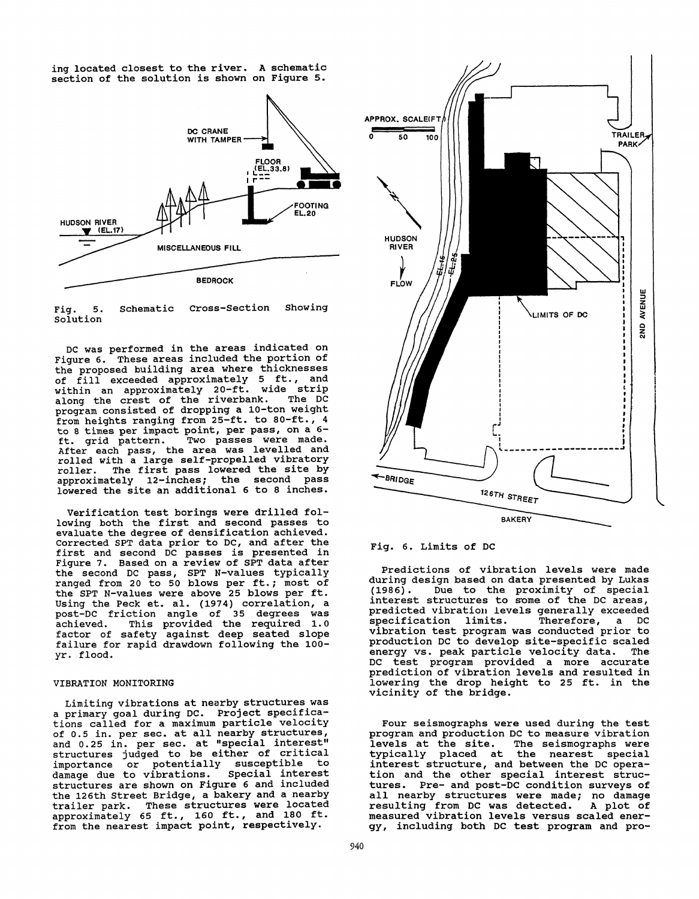ing located closest to the river. A schematic section of the solution is shown on Figure 5.

Fig. 5. Schematic Cross-Section Showing Solution

DC was performed in the areas indicated on Figure 6. These areas included the portion of the proposed building area where thicknesses of fill exceeded approximately 5 ft., and within an approximately 20-ft. wide strip along the crest of the riverbank. The DC program consisted of dropping a 10-ton weight from heights ranging from 25-ft. to 80-ft., 4 to 8 times per impact point, per pass, on a 6-ft. grid pattern. Two passes were made. After each pass, the area was levelled and rolled with a large self-propelled vibratory roller. The first pass lowered the site by approximately 12-inches; the second pass lowered the site an additional 6 to 8 inches.

Verification test borings were drilled following both the first and second passes to evaluate the degree of densification achieved. Corrected SPT data prior to DC, and after the first and second DC passes is presented in Figure 7. Based on a review of SPT data after the second DC pass, SPT N-values typically ranged from 20 to 50 blows per ft.; most of the SPT N-values were above 25 blows per ft. Using the Peck et. al. (1974) correlation, a post-DC friction angle of 35 degrees was achieved. This provided the required 1.0 factor of safety against deep seated slope failure for rapid drawdown following the 100-yr. flood.

## VIBRATION MONITORING

Limiting vibrations at nearby structures was a primary goal during DC. Project specifications called for a maximum particle velocity of 0.5 in. per sec. at all nearby structures, and 0.25 in. per sec. at "special interest" structures judged to be either of critical importance or potentially susceptible to damage due to vibrations. Special interest structures are shown on Figure 6 and included the 126th Street Bridge, a bakery and a nearby trailer park. These structures were located approximately 65 ft., 160 ft., and 180 ft. from the nearest impact point, respectively.

Fig. 6. Limits of DC

Predictions of vibration levels were made during design based on data presented by Lukas (1986). Due to the proximity of special interest structures to some of the DC areas, predicted vibration levels generally exceeded specification limits. Therefore, a DC vibration test program was conducted prior to production DC to develop site-specific scaled energy vs. peak particle velocity data. The DC test program provided a more accurate prediction of vibration levels and resulted in lowering the drop height to 25 ft. in the vicinity of the bridge.

Four seismographs were used during the test program and production DC to measure vibration levels at the site. The seismographs were typically placed at the nearest special interest structure, and between the DC operation and the other special interest structures. Pre- and post-DC condition surveys of all nearby structures were made; no damage resulting from DC was detected. A plot of measured vibration levels versus scaled energy, including both DC test program and pro-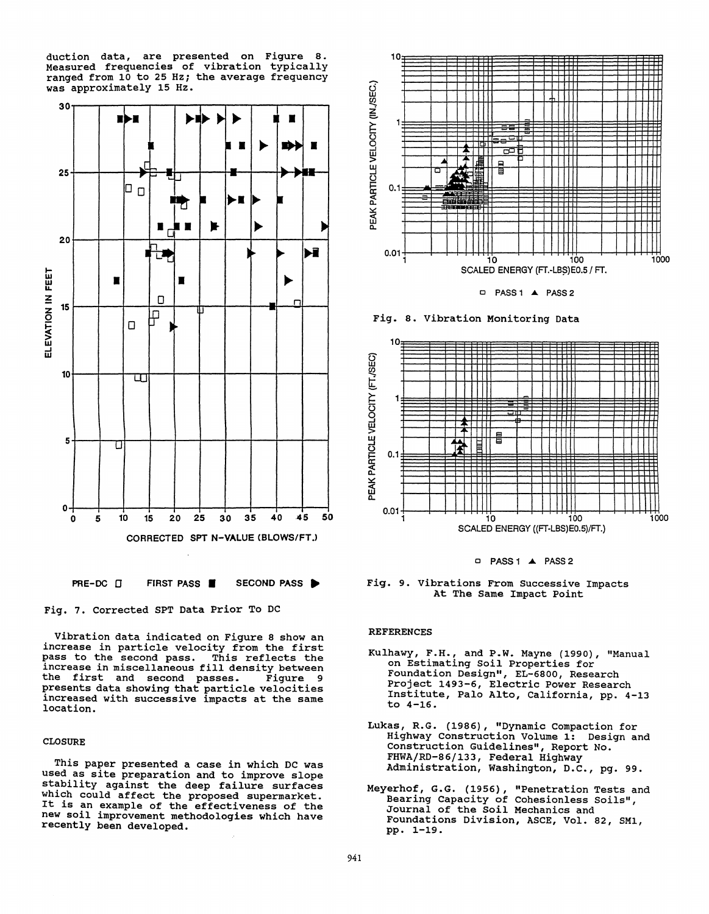duction data, are presented on Figure 8. Measured frequencies of vibration typically ranged from 10 to 25 Hz; the average frequency was approximately 15 Hz.

PRE-DC □ FIRST PASS ■ SECOND PASS ▶

Fig. 7. Corrected SPT Data Prior To DC

Vibration data indicated on Figure 8 show an increase in particle velocity from the first pass to the second pass. This reflects the increase in miscellaneous fill density between the first and second passes. Figure 9 presents data showing that particle velocities increased with successive impacts at the same location.

## CLOSURE

This paper presented a case in which DC was used as site preparation and to improve slope stability against the deep failure surfaces which could affect the proposed supermarket. It is an example of the effectiveness of the new soil improvement methodologies which have recently been developed.

□ PASS 1 ▲ PASS 2

Fig. 8. Vibration Monitoring Data

□ PASS 1 ▲ PASS 2

Fig. 9. Vibrations From Successive Impacts At The Same Impact Point

## REFERENCES

Kulhawy, F.H., and P.W. Mayne (1990), "Manual on Estimating Soil Properties for Foundation Design", EL-6800, Research Project 1493-6, Electric Power Research Institute, Palo Alto, California, pp. 4-13 to 4-16.

Lukas, R.G. (1986), "Dynamic Compaction for Highway Construction Volume 1: Design and Construction Guidelines", Report No. FHWA/RD-86/133, Federal Highway Administration, Washington, D.C., pg. 99.

Meyerhof, G.G. (1956), "Penetration Tests and Bearing Capacity of Cohesionless Soils", Journal of the Soil Mechanics and Foundations Division, ASCE, Vol. 82, SM1, pp. 1-19.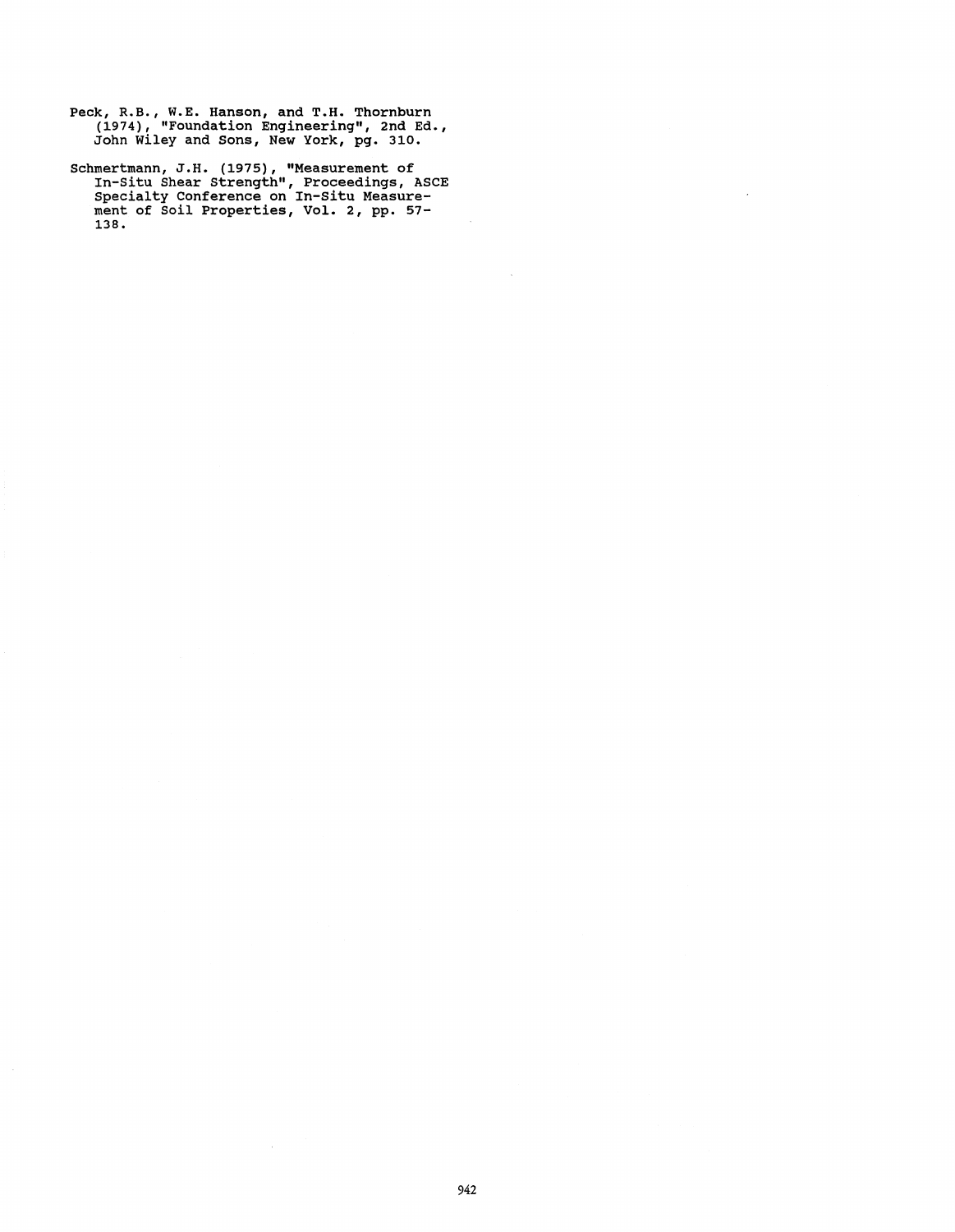Peck, R.B., W.E. Hanson, and T.H. Thornburn (1974), "Foundation Engineering", 2nd Ed., John Wiley and Sons, New York, pg. 310.

Schmertmann, J.H. (1975), "Measurement of In-Situ Shear Strength", Proceedings, ASCE Specialty Conference on In-Situ Measurement of Soil Properties, Vol. 2, pp. 57-138.